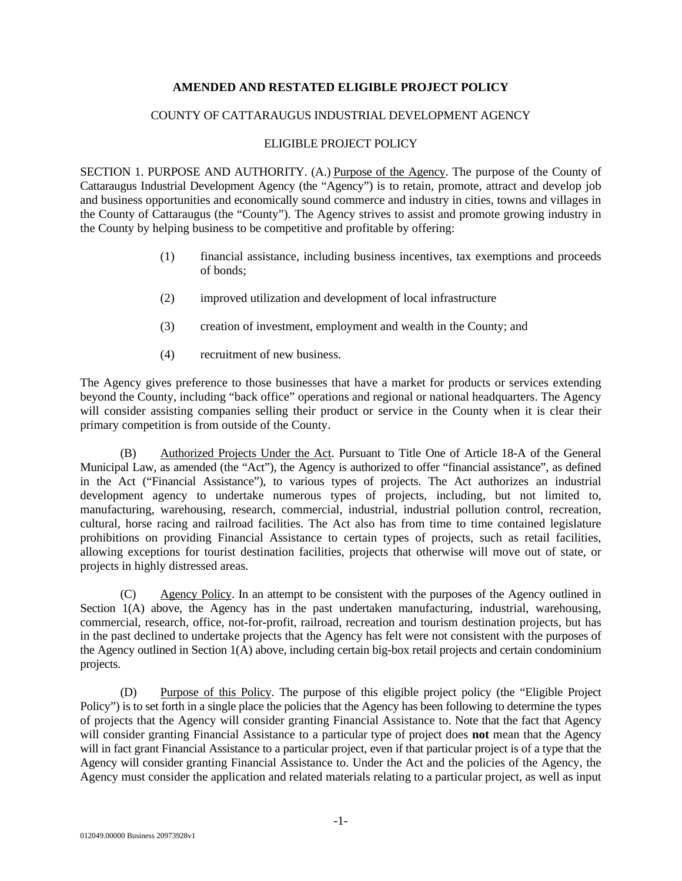**AMENDED AND RESTATED ELIGIBLE PROJECT POLICY**

COUNTY OF CATTARAUGUS INDUSTRIAL DEVELOPMENT AGENCY

ELIGIBLE PROJECT POLICY

SECTION 1. PURPOSE AND AUTHORITY. (A.) Purpose of the Agency. The purpose of the County of Cattaraugus Industrial Development Agency (the "Agency") is to retain, promote, attract and develop job and business opportunities and economically sound commerce and industry in cities, towns and villages in the County of Cattaraugus (the "County"). The Agency strives to assist and promote growing industry in the County by helping business to be competitive and profitable by offering:

(1) financial assistance, including business incentives, tax exemptions and proceeds of bonds;

(2) improved utilization and development of local infrastructure

(3) creation of investment, employment and wealth in the County; and

(4) recruitment of new business.

The Agency gives preference to those businesses that have a market for products or services extending beyond the County, including "back office" operations and regional or national headquarters. The Agency will consider assisting companies selling their product or service in the County when it is clear their primary competition is from outside of the County.

(B) Authorized Projects Under the Act. Pursuant to Title One of Article 18-A of the General Municipal Law, as amended (the "Act"), the Agency is authorized to offer "financial assistance", as defined in the Act ("Financial Assistance"), to various types of projects. The Act authorizes an industrial development agency to undertake numerous types of projects, including, but not limited to, manufacturing, warehousing, research, commercial, industrial, industrial pollution control, recreation, cultural, horse racing and railroad facilities. The Act also has from time to time contained legislature prohibitions on providing Financial Assistance to certain types of projects, such as retail facilities, allowing exceptions for tourist destination facilities, projects that otherwise will move out of state, or projects in highly distressed areas.

(C) Agency Policy. In an attempt to be consistent with the purposes of the Agency outlined in Section 1(A) above, the Agency has in the past undertaken manufacturing, industrial, warehousing, commercial, research, office, not-for-profit, railroad, recreation and tourism destination projects, but has in the past declined to undertake projects that the Agency has felt were not consistent with the purposes of the Agency outlined in Section 1(A) above, including certain big-box retail projects and certain condominium projects.

(D) Purpose of this Policy. The purpose of this eligible project policy (the "Eligible Project Policy") is to set forth in a single place the policies that the Agency has been following to determine the types of projects that the Agency will consider granting Financial Assistance to. Note that the fact that Agency will consider granting Financial Assistance to a particular type of project does **not** mean that the Agency will in fact grant Financial Assistance to a particular project, even if that particular project is of a type that the Agency will consider granting Financial Assistance to. Under the Act and the policies of the Agency, the Agency must consider the application and related materials relating to a particular project, as well as input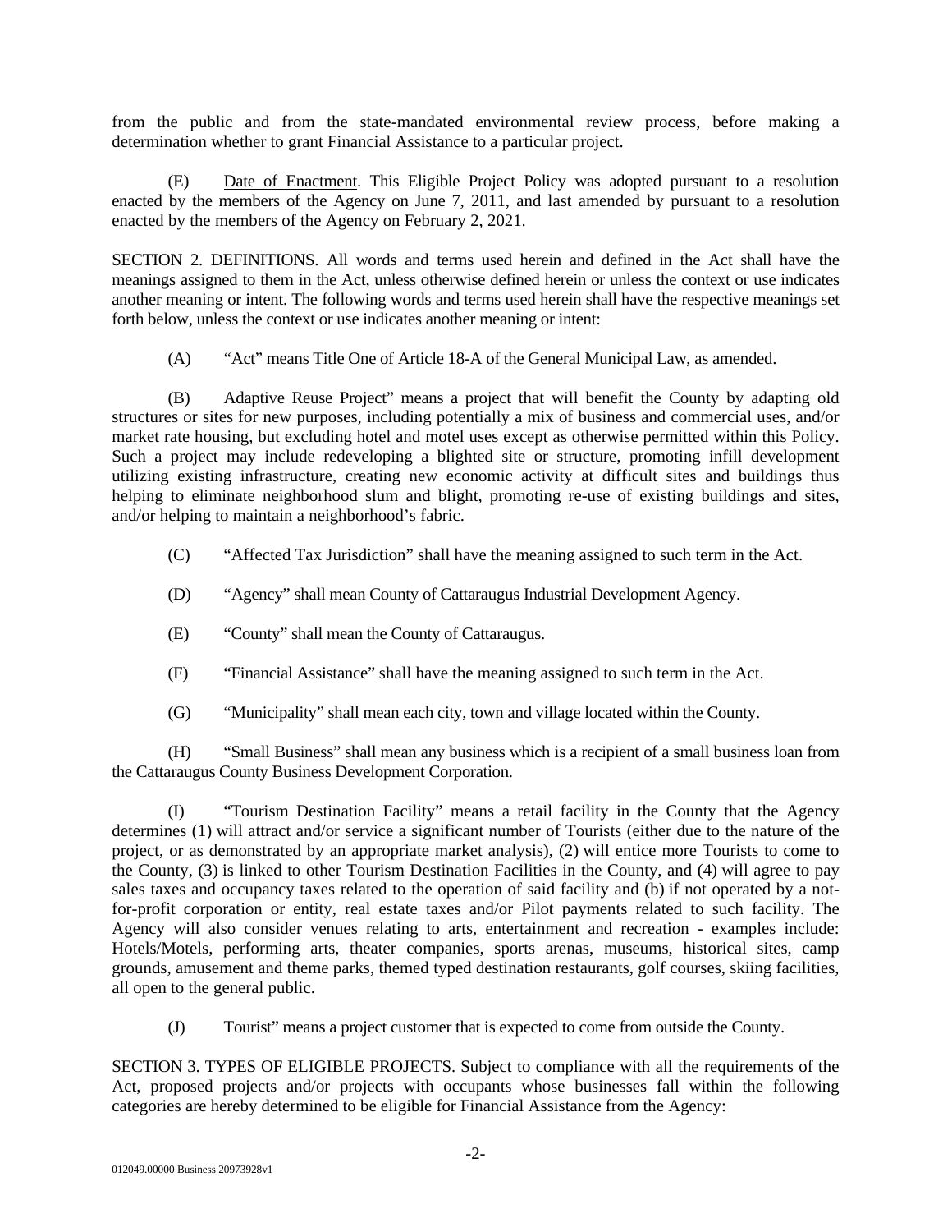from the public and from the state-mandated environmental review process, before making a determination whether to grant Financial Assistance to a particular project.

(E) Date of Enactment. This Eligible Project Policy was adopted pursuant to a resolution enacted by the members of the Agency on June 7, 2011, and last amended by pursuant to a resolution enacted by the members of the Agency on February 2, 2021.

SECTION 2. DEFINITIONS. All words and terms used herein and defined in the Act shall have the meanings assigned to them in the Act, unless otherwise defined herein or unless the context or use indicates another meaning or intent. The following words and terms used herein shall have the respective meanings set forth below, unless the context or use indicates another meaning or intent:

(A) "Act" means Title One of Article 18-A of the General Municipal Law, as amended.

(B) Adaptive Reuse Project" means a project that will benefit the County by adapting old structures or sites for new purposes, including potentially a mix of business and commercial uses, and/or market rate housing, but excluding hotel and motel uses except as otherwise permitted within this Policy. Such a project may include redeveloping a blighted site or structure, promoting infill development utilizing existing infrastructure, creating new economic activity at difficult sites and buildings thus helping to eliminate neighborhood slum and blight, promoting re-use of existing buildings and sites, and/or helping to maintain a neighborhood's fabric.

(C) "Affected Tax Jurisdiction" shall have the meaning assigned to such term in the Act.

(D) "Agency" shall mean County of Cattaraugus Industrial Development Agency.

(E) "County" shall mean the County of Cattaraugus.

(F) "Financial Assistance" shall have the meaning assigned to such term in the Act.

(G) "Municipality" shall mean each city, town and village located within the County.

(H) "Small Business" shall mean any business which is a recipient of a small business loan from the Cattaraugus County Business Development Corporation.

(I) "Tourism Destination Facility" means a retail facility in the County that the Agency determines (1) will attract and/or service a significant number of Tourists (either due to the nature of the project, or as demonstrated by an appropriate market analysis), (2) will entice more Tourists to come to the County, (3) is linked to other Tourism Destination Facilities in the County, and (4) will agree to pay sales taxes and occupancy taxes related to the operation of said facility and (b) if not operated by a not-for-profit corporation or entity, real estate taxes and/or Pilot payments related to such facility. The Agency will also consider venues relating to arts, entertainment and recreation - examples include: Hotels/Motels, performing arts, theater companies, sports arenas, museums, historical sites, camp grounds, amusement and theme parks, themed typed destination restaurants, golf courses, skiing facilities, all open to the general public.

(J) Tourist" means a project customer that is expected to come from outside the County.

SECTION 3. TYPES OF ELIGIBLE PROJECTS. Subject to compliance with all the requirements of the Act, proposed projects and/or projects with occupants whose businesses fall within the following categories are hereby determined to be eligible for Financial Assistance from the Agency: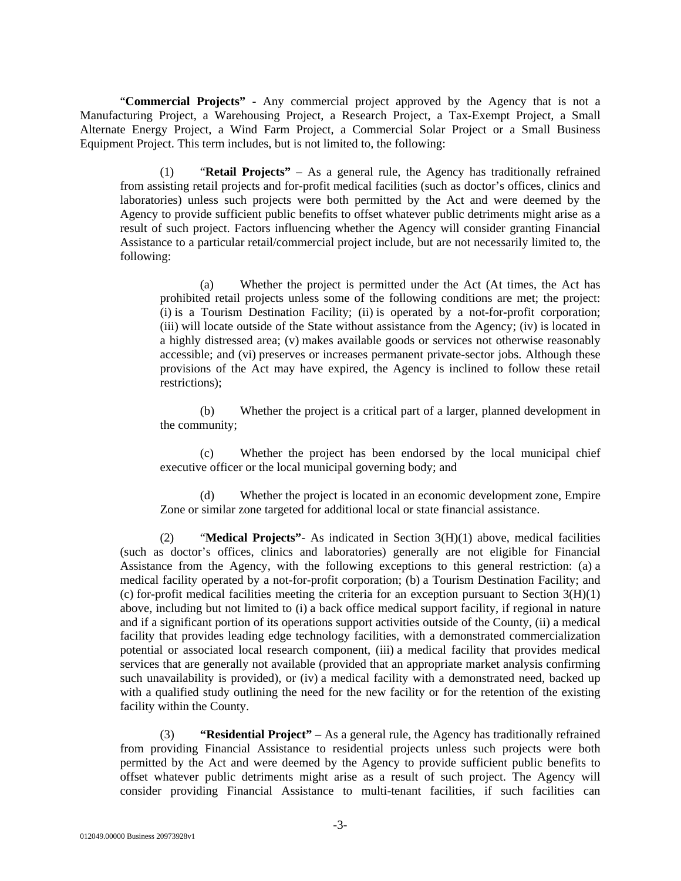"**Commercial Projects"** - Any commercial project approved by the Agency that is not a Manufacturing Project, a Warehousing Project, a Research Project, a Tax-Exempt Project, a Small Alternate Energy Project, a Wind Farm Project, a Commercial Solar Project or a Small Business Equipment Project. This term includes, but is not limited to, the following:

(1) "**Retail Projects"** – As a general rule, the Agency has traditionally refrained from assisting retail projects and for-profit medical facilities (such as doctor's offices, clinics and laboratories) unless such projects were both permitted by the Act and were deemed by the Agency to provide sufficient public benefits to offset whatever public detriments might arise as a result of such project. Factors influencing whether the Agency will consider granting Financial Assistance to a particular retail/commercial project include, but are not necessarily limited to, the following:

(a) Whether the project is permitted under the Act (At times, the Act has prohibited retail projects unless some of the following conditions are met; the project: (i) is a Tourism Destination Facility; (ii) is operated by a not-for-profit corporation; (iii) will locate outside of the State without assistance from the Agency; (iv) is located in a highly distressed area; (v) makes available goods or services not otherwise reasonably accessible; and (vi) preserves or increases permanent private-sector jobs. Although these provisions of the Act may have expired, the Agency is inclined to follow these retail restrictions);

(b) Whether the project is a critical part of a larger, planned development in the community;

(c) Whether the project has been endorsed by the local municipal chief executive officer or the local municipal governing body; and

(d) Whether the project is located in an economic development zone, Empire Zone or similar zone targeted for additional local or state financial assistance.

(2) "**Medical Projects"**- As indicated in Section 3(H)(1) above, medical facilities (such as doctor's offices, clinics and laboratories) generally are not eligible for Financial Assistance from the Agency, with the following exceptions to this general restriction: (a) a medical facility operated by a not-for-profit corporation; (b) a Tourism Destination Facility; and (c) for-profit medical facilities meeting the criteria for an exception pursuant to Section 3(H)(1) above, including but not limited to (i) a back office medical support facility, if regional in nature and if a significant portion of its operations support activities outside of the County, (ii) a medical facility that provides leading edge technology facilities, with a demonstrated commercialization potential or associated local research component, (iii) a medical facility that provides medical services that are generally not available (provided that an appropriate market analysis confirming such unavailability is provided), or (iv) a medical facility with a demonstrated need, backed up with a qualified study outlining the need for the new facility or for the retention of the existing facility within the County.

(3) **"Residential Project"** – As a general rule, the Agency has traditionally refrained from providing Financial Assistance to residential projects unless such projects were both permitted by the Act and were deemed by the Agency to provide sufficient public benefits to offset whatever public detriments might arise as a result of such project. The Agency will consider providing Financial Assistance to multi-tenant facilities, if such facilities can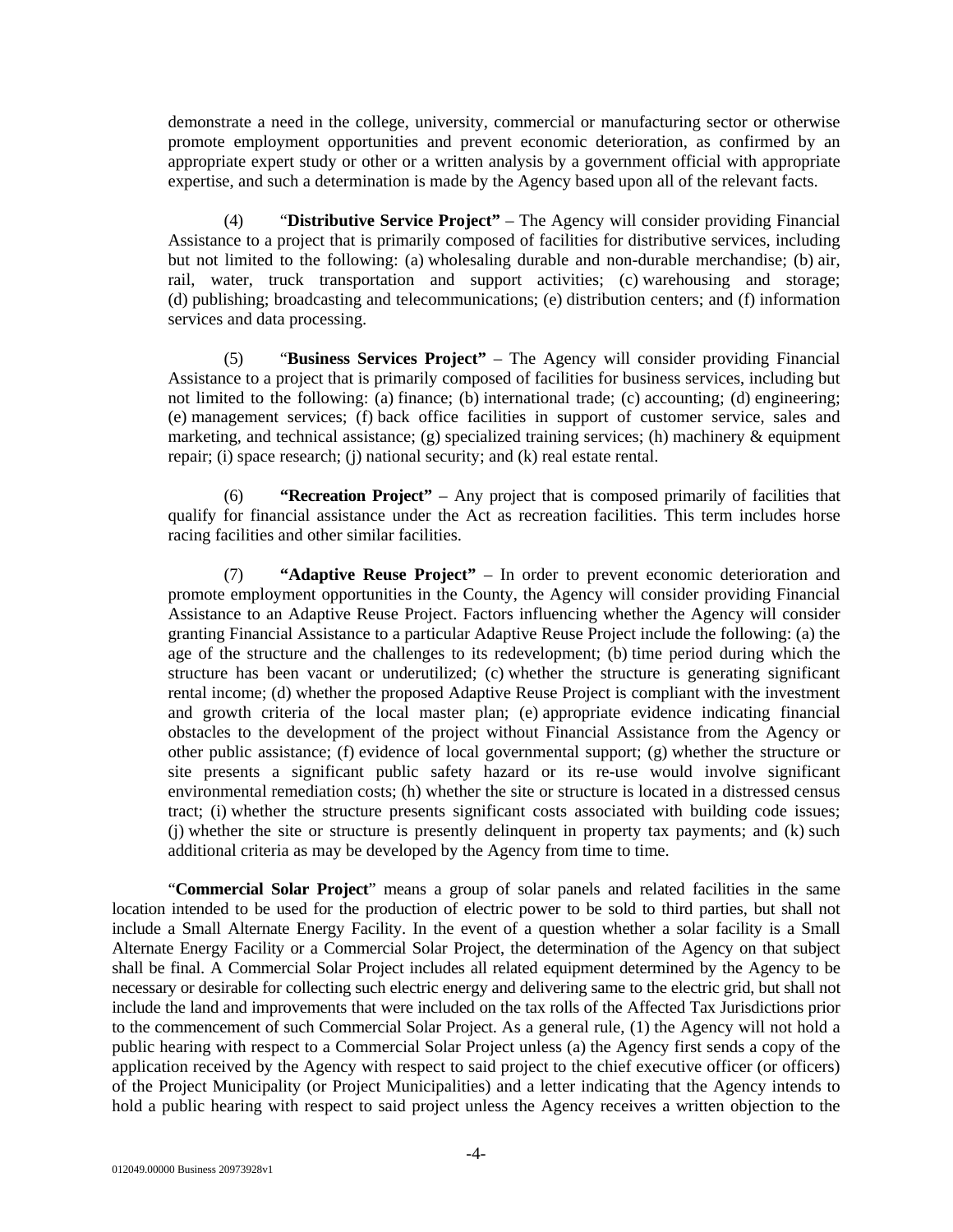demonstrate a need in the college, university, commercial or manufacturing sector or otherwise promote employment opportunities and prevent economic deterioration, as confirmed by an appropriate expert study or other or a written analysis by a government official with appropriate expertise, and such a determination is made by the Agency based upon all of the relevant facts.

(4) "**Distributive Service Project"** – The Agency will consider providing Financial Assistance to a project that is primarily composed of facilities for distributive services, including but not limited to the following: (a) wholesaling durable and non-durable merchandise; (b) air, rail, water, truck transportation and support activities; (c) warehousing and storage; (d) publishing; broadcasting and telecommunications; (e) distribution centers; and (f) information services and data processing.

(5) "**Business Services Project"** – The Agency will consider providing Financial Assistance to a project that is primarily composed of facilities for business services, including but not limited to the following: (a) finance; (b) international trade; (c) accounting; (d) engineering; (e) management services; (f) back office facilities in support of customer service, sales and marketing, and technical assistance; (g) specialized training services; (h) machinery & equipment repair; (i) space research; (j) national security; and (k) real estate rental.

(6) **"Recreation Project"** – Any project that is composed primarily of facilities that qualify for financial assistance under the Act as recreation facilities. This term includes horse racing facilities and other similar facilities.

(7) **"Adaptive Reuse Project"** – In order to prevent economic deterioration and promote employment opportunities in the County, the Agency will consider providing Financial Assistance to an Adaptive Reuse Project. Factors influencing whether the Agency will consider granting Financial Assistance to a particular Adaptive Reuse Project include the following: (a) the age of the structure and the challenges to its redevelopment; (b) time period during which the structure has been vacant or underutilized; (c) whether the structure is generating significant rental income; (d) whether the proposed Adaptive Reuse Project is compliant with the investment and growth criteria of the local master plan; (e) appropriate evidence indicating financial obstacles to the development of the project without Financial Assistance from the Agency or other public assistance; (f) evidence of local governmental support; (g) whether the structure or site presents a significant public safety hazard or its re-use would involve significant environmental remediation costs; (h) whether the site or structure is located in a distressed census tract; (i) whether the structure presents significant costs associated with building code issues; (j) whether the site or structure is presently delinquent in property tax payments; and (k) such additional criteria as may be developed by the Agency from time to time.

"**Commercial Solar Project**" means a group of solar panels and related facilities in the same location intended to be used for the production of electric power to be sold to third parties, but shall not include a Small Alternate Energy Facility. In the event of a question whether a solar facility is a Small Alternate Energy Facility or a Commercial Solar Project, the determination of the Agency on that subject shall be final. A Commercial Solar Project includes all related equipment determined by the Agency to be necessary or desirable for collecting such electric energy and delivering same to the electric grid, but shall not include the land and improvements that were included on the tax rolls of the Affected Tax Jurisdictions prior to the commencement of such Commercial Solar Project. As a general rule, (1) the Agency will not hold a public hearing with respect to a Commercial Solar Project unless (a) the Agency first sends a copy of the application received by the Agency with respect to said project to the chief executive officer (or officers) of the Project Municipality (or Project Municipalities) and a letter indicating that the Agency intends to hold a public hearing with respect to said project unless the Agency receives a written objection to the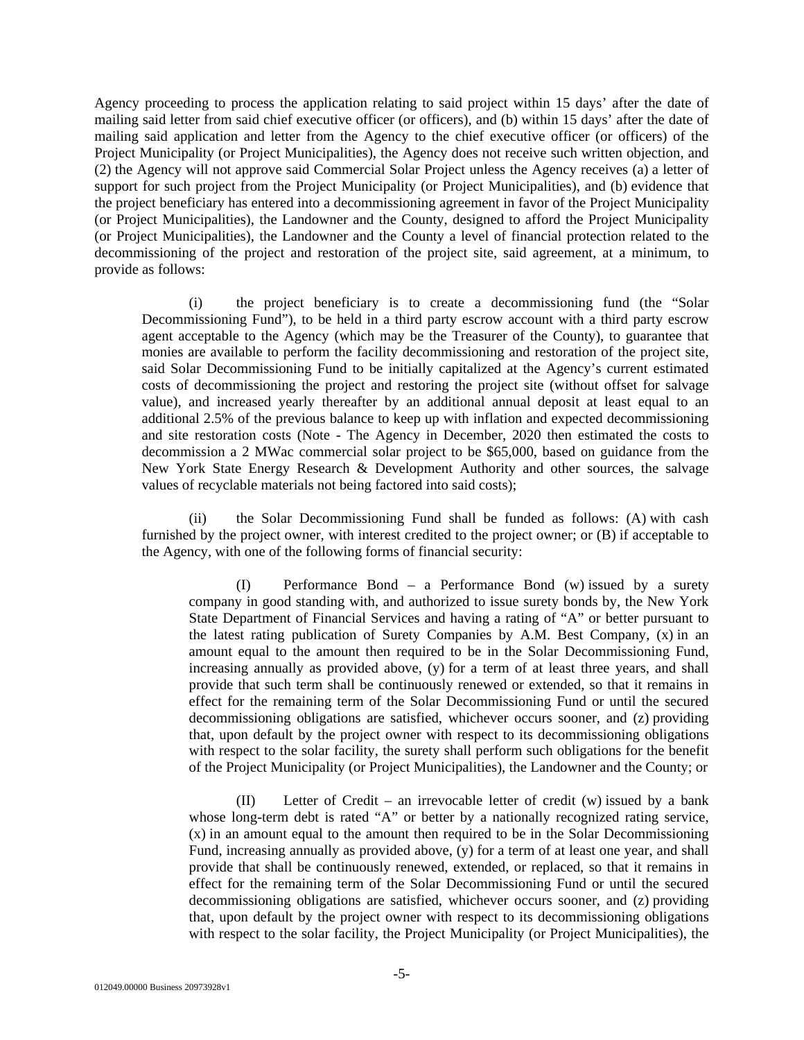Agency proceeding to process the application relating to said project within 15 days' after the date of mailing said letter from said chief executive officer (or officers), and (b) within 15 days' after the date of mailing said application and letter from the Agency to the chief executive officer (or officers) of the Project Municipality (or Project Municipalities), the Agency does not receive such written objection, and (2) the Agency will not approve said Commercial Solar Project unless the Agency receives (a) a letter of support for such project from the Project Municipality (or Project Municipalities), and (b) evidence that the project beneficiary has entered into a decommissioning agreement in favor of the Project Municipality (or Project Municipalities), the Landowner and the County, designed to afford the Project Municipality (or Project Municipalities), the Landowner and the County a level of financial protection related to the decommissioning of the project and restoration of the project site, said agreement, at a minimum, to provide as follows:

(i) the project beneficiary is to create a decommissioning fund (the "Solar Decommissioning Fund"), to be held in a third party escrow account with a third party escrow agent acceptable to the Agency (which may be the Treasurer of the County), to guarantee that monies are available to perform the facility decommissioning and restoration of the project site, said Solar Decommissioning Fund to be initially capitalized at the Agency's current estimated costs of decommissioning the project and restoring the project site (without offset for salvage value), and increased yearly thereafter by an additional annual deposit at least equal to an additional 2.5% of the previous balance to keep up with inflation and expected decommissioning and site restoration costs (Note - The Agency in December, 2020 then estimated the costs to decommission a 2 MWac commercial solar project to be $65,000, based on guidance from the New York State Energy Research & Development Authority and other sources, the salvage values of recyclable materials not being factored into said costs);

(ii) the Solar Decommissioning Fund shall be funded as follows: (A) with cash furnished by the project owner, with interest credited to the project owner; or (B) if acceptable to the Agency, with one of the following forms of financial security:

(I) Performance Bond – a Performance Bond (w) issued by a surety company in good standing with, and authorized to issue surety bonds by, the New York State Department of Financial Services and having a rating of "A" or better pursuant to the latest rating publication of Surety Companies by A.M. Best Company, (x) in an amount equal to the amount then required to be in the Solar Decommissioning Fund, increasing annually as provided above, (y) for a term of at least three years, and shall provide that such term shall be continuously renewed or extended, so that it remains in effect for the remaining term of the Solar Decommissioning Fund or until the secured decommissioning obligations are satisfied, whichever occurs sooner, and (z) providing that, upon default by the project owner with respect to its decommissioning obligations with respect to the solar facility, the surety shall perform such obligations for the benefit of the Project Municipality (or Project Municipalities), the Landowner and the County; or

(II) Letter of Credit – an irrevocable letter of credit (w) issued by a bank whose long-term debt is rated "A" or better by a nationally recognized rating service, (x) in an amount equal to the amount then required to be in the Solar Decommissioning Fund, increasing annually as provided above, (y) for a term of at least one year, and shall provide that shall be continuously renewed, extended, or replaced, so that it remains in effect for the remaining term of the Solar Decommissioning Fund or until the secured decommissioning obligations are satisfied, whichever occurs sooner, and (z) providing that, upon default by the project owner with respect to its decommissioning obligations with respect to the solar facility, the Project Municipality (or Project Municipalities), the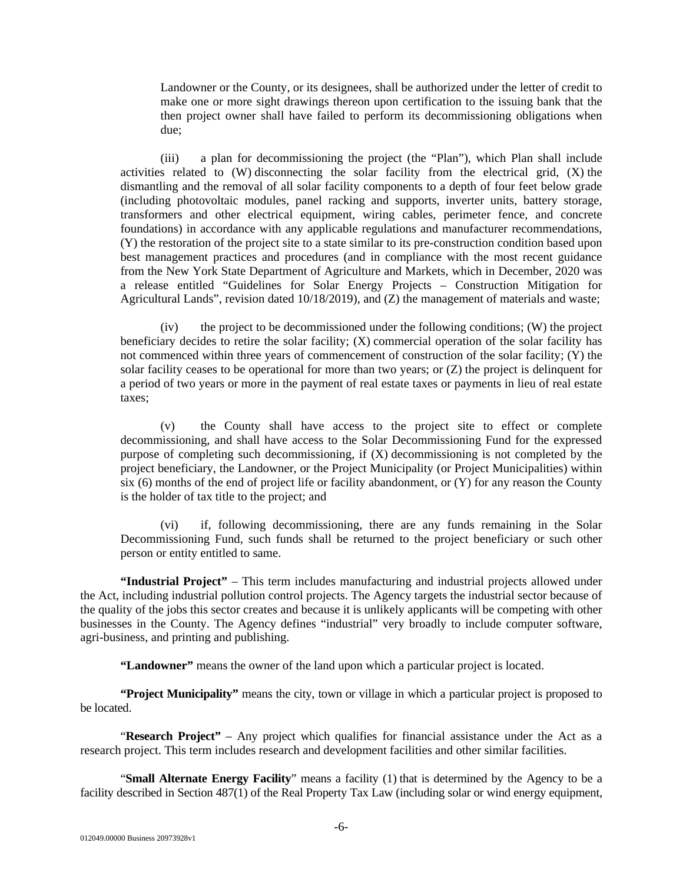Landowner or the County, or its designees, shall be authorized under the letter of credit to make one or more sight drawings thereon upon certification to the issuing bank that the then project owner shall have failed to perform its decommissioning obligations when due;

(iii) a plan for decommissioning the project (the "Plan"), which Plan shall include activities related to (W) disconnecting the solar facility from the electrical grid, (X) the dismantling and the removal of all solar facility components to a depth of four feet below grade (including photovoltaic modules, panel racking and supports, inverter units, battery storage, transformers and other electrical equipment, wiring cables, perimeter fence, and concrete foundations) in accordance with any applicable regulations and manufacturer recommendations, (Y) the restoration of the project site to a state similar to its pre-construction condition based upon best management practices and procedures (and in compliance with the most recent guidance from the New York State Department of Agriculture and Markets, which in December, 2020 was a release entitled "Guidelines for Solar Energy Projects – Construction Mitigation for Agricultural Lands", revision dated 10/18/2019), and (Z) the management of materials and waste;

(iv) the project to be decommissioned under the following conditions; (W) the project beneficiary decides to retire the solar facility; (X) commercial operation of the solar facility has not commenced within three years of commencement of construction of the solar facility; (Y) the solar facility ceases to be operational for more than two years; or (Z) the project is delinquent for a period of two years or more in the payment of real estate taxes or payments in lieu of real estate taxes;

(v) the County shall have access to the project site to effect or complete decommissioning, and shall have access to the Solar Decommissioning Fund for the expressed purpose of completing such decommissioning, if (X) decommissioning is not completed by the project beneficiary, the Landowner, or the Project Municipality (or Project Municipalities) within six (6) months of the end of project life or facility abandonment, or (Y) for any reason the County is the holder of tax title to the project; and

(vi) if, following decommissioning, there are any funds remaining in the Solar Decommissioning Fund, such funds shall be returned to the project beneficiary or such other person or entity entitled to same.

**"Industrial Project"** – This term includes manufacturing and industrial projects allowed under the Act, including industrial pollution control projects. The Agency targets the industrial sector because of the quality of the jobs this sector creates and because it is unlikely applicants will be competing with other businesses in the County. The Agency defines "industrial" very broadly to include computer software, agri-business, and printing and publishing.

**"Landowner"** means the owner of the land upon which a particular project is located.

**"Project Municipality"** means the city, town or village in which a particular project is proposed to be located.

"**Research Project"** – Any project which qualifies for financial assistance under the Act as a research project. This term includes research and development facilities and other similar facilities.

"**Small Alternate Energy Facility**" means a facility (1) that is determined by the Agency to be a facility described in Section 487(1) of the Real Property Tax Law (including solar or wind energy equipment,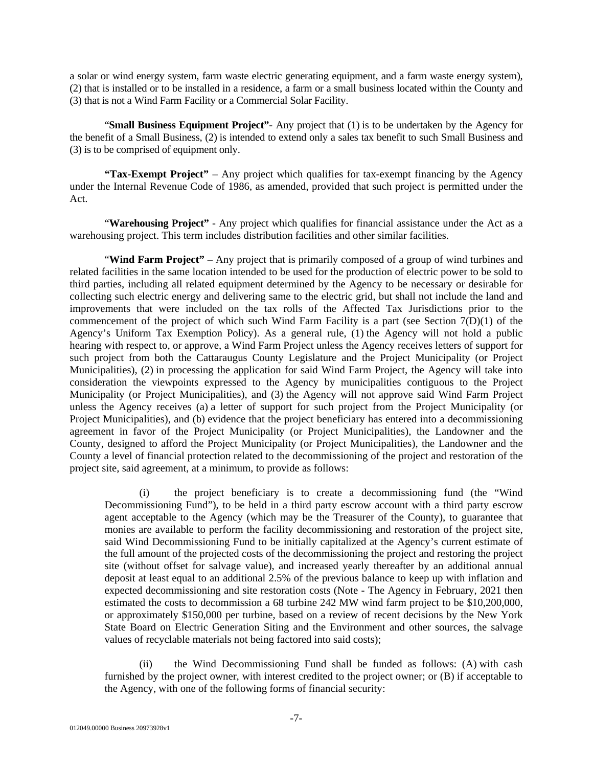a solar or wind energy system, farm waste electric generating equipment, and a farm waste energy system), (2) that is installed or to be installed in a residence, a farm or a small business located within the County and (3) that is not a Wind Farm Facility or a Commercial Solar Facility.

"**Small Business Equipment Project**"- Any project that (1) is to be undertaken by the Agency for the benefit of a Small Business, (2) is intended to extend only a sales tax benefit to such Small Business and (3) is to be comprised of equipment only.

**"Tax-Exempt Project"** – Any project which qualifies for tax-exempt financing by the Agency under the Internal Revenue Code of 1986, as amended, provided that such project is permitted under the Act.

"**Warehousing Project"** - Any project which qualifies for financial assistance under the Act as a warehousing project. This term includes distribution facilities and other similar facilities.

"**Wind Farm Project"** – Any project that is primarily composed of a group of wind turbines and related facilities in the same location intended to be used for the production of electric power to be sold to third parties, including all related equipment determined by the Agency to be necessary or desirable for collecting such electric energy and delivering same to the electric grid, but shall not include the land and improvements that were included on the tax rolls of the Affected Tax Jurisdictions prior to the commencement of the project of which such Wind Farm Facility is a part (see Section 7(D)(1) of the Agency's Uniform Tax Exemption Policy). As a general rule, (1) the Agency will not hold a public hearing with respect to, or approve, a Wind Farm Project unless the Agency receives letters of support for such project from both the Cattaraugus County Legislature and the Project Municipality (or Project Municipalities), (2) in processing the application for said Wind Farm Project, the Agency will take into consideration the viewpoints expressed to the Agency by municipalities contiguous to the Project Municipality (or Project Municipalities), and (3) the Agency will not approve said Wind Farm Project unless the Agency receives (a) a letter of support for such project from the Project Municipality (or Project Municipalities), and (b) evidence that the project beneficiary has entered into a decommissioning agreement in favor of the Project Municipality (or Project Municipalities), the Landowner and the County, designed to afford the Project Municipality (or Project Municipalities), the Landowner and the County a level of financial protection related to the decommissioning of the project and restoration of the project site, said agreement, at a minimum, to provide as follows:

(i) the project beneficiary is to create a decommissioning fund (the "Wind Decommissioning Fund"), to be held in a third party escrow account with a third party escrow agent acceptable to the Agency (which may be the Treasurer of the County), to guarantee that monies are available to perform the facility decommissioning and restoration of the project site, said Wind Decommissioning Fund to be initially capitalized at the Agency's current estimate of the full amount of the projected costs of the decommissioning the project and restoring the project site (without offset for salvage value), and increased yearly thereafter by an additional annual deposit at least equal to an additional 2.5% of the previous balance to keep up with inflation and expected decommissioning and site restoration costs (Note - The Agency in February, 2021 then estimated the costs to decommission a 68 turbine 242 MW wind farm project to be $10,200,000, or approximately $150,000 per turbine, based on a review of recent decisions by the New York State Board on Electric Generation Siting and the Environment and other sources, the salvage values of recyclable materials not being factored into said costs);

(ii) the Wind Decommissioning Fund shall be funded as follows: (A) with cash furnished by the project owner, with interest credited to the project owner; or (B) if acceptable to the Agency, with one of the following forms of financial security: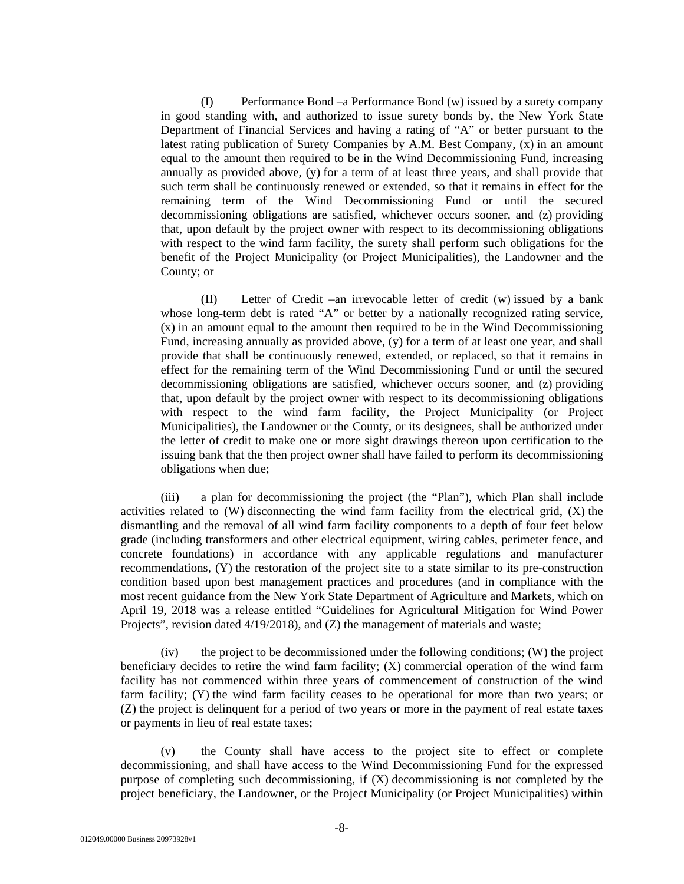(I) Performance Bond –a Performance Bond (w) issued by a surety company in good standing with, and authorized to issue surety bonds by, the New York State Department of Financial Services and having a rating of "A" or better pursuant to the latest rating publication of Surety Companies by A.M. Best Company, (x) in an amount equal to the amount then required to be in the Wind Decommissioning Fund, increasing annually as provided above, (y) for a term of at least three years, and shall provide that such term shall be continuously renewed or extended, so that it remains in effect for the remaining term of the Wind Decommissioning Fund or until the secured decommissioning obligations are satisfied, whichever occurs sooner, and (z) providing that, upon default by the project owner with respect to its decommissioning obligations with respect to the wind farm facility, the surety shall perform such obligations for the benefit of the Project Municipality (or Project Municipalities), the Landowner and the County; or

(II) Letter of Credit –an irrevocable letter of credit (w) issued by a bank whose long-term debt is rated "A" or better by a nationally recognized rating service, (x) in an amount equal to the amount then required to be in the Wind Decommissioning Fund, increasing annually as provided above, (y) for a term of at least one year, and shall provide that shall be continuously renewed, extended, or replaced, so that it remains in effect for the remaining term of the Wind Decommissioning Fund or until the secured decommissioning obligations are satisfied, whichever occurs sooner, and (z) providing that, upon default by the project owner with respect to its decommissioning obligations with respect to the wind farm facility, the Project Municipality (or Project Municipalities), the Landowner or the County, or its designees, shall be authorized under the letter of credit to make one or more sight drawings thereon upon certification to the issuing bank that the then project owner shall have failed to perform its decommissioning obligations when due;

(iii) a plan for decommissioning the project (the "Plan"), which Plan shall include activities related to (W) disconnecting the wind farm facility from the electrical grid, (X) the dismantling and the removal of all wind farm facility components to a depth of four feet below grade (including transformers and other electrical equipment, wiring cables, perimeter fence, and concrete foundations) in accordance with any applicable regulations and manufacturer recommendations, (Y) the restoration of the project site to a state similar to its pre-construction condition based upon best management practices and procedures (and in compliance with the most recent guidance from the New York State Department of Agriculture and Markets, which on April 19, 2018 was a release entitled "Guidelines for Agricultural Mitigation for Wind Power Projects", revision dated 4/19/2018), and (Z) the management of materials and waste;

(iv) the project to be decommissioned under the following conditions; (W) the project beneficiary decides to retire the wind farm facility; (X) commercial operation of the wind farm facility has not commenced within three years of commencement of construction of the wind farm facility; (Y) the wind farm facility ceases to be operational for more than two years; or (Z) the project is delinquent for a period of two years or more in the payment of real estate taxes or payments in lieu of real estate taxes;

(v) the County shall have access to the project site to effect or complete decommissioning, and shall have access to the Wind Decommissioning Fund for the expressed purpose of completing such decommissioning, if (X) decommissioning is not completed by the project beneficiary, the Landowner, or the Project Municipality (or Project Municipalities) within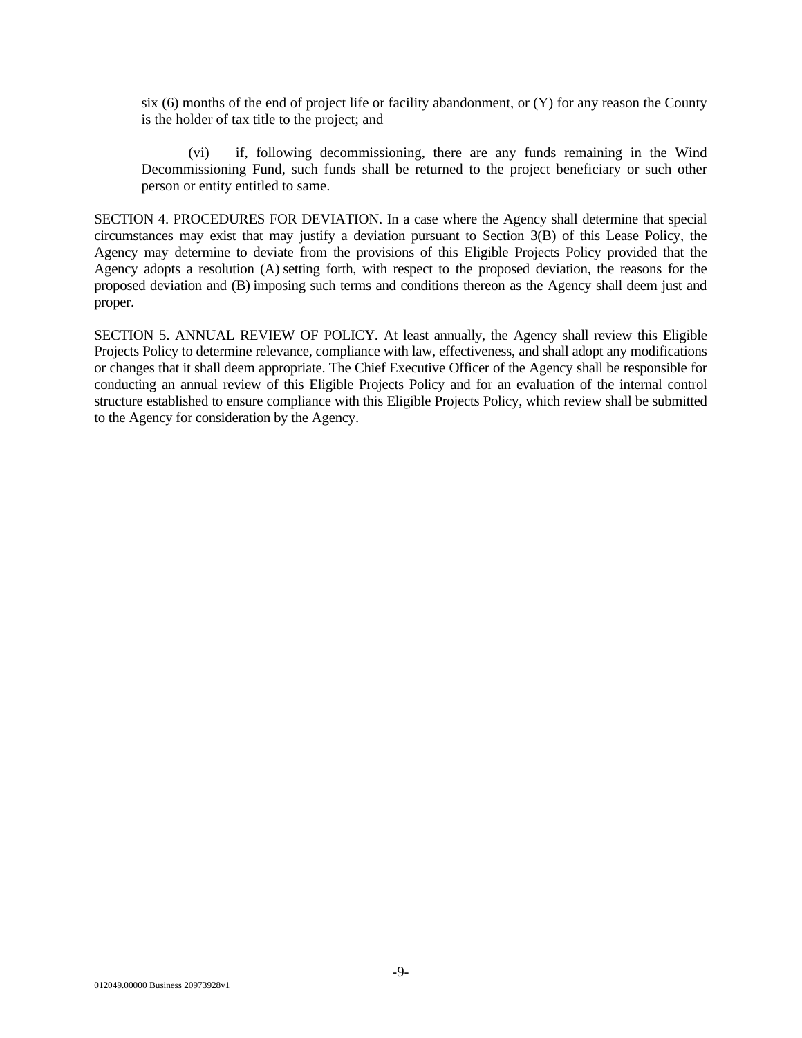six (6) months of the end of project life or facility abandonment, or (Y) for any reason the County is the holder of tax title to the project; and

(vi) if, following decommissioning, there are any funds remaining in the Wind Decommissioning Fund, such funds shall be returned to the project beneficiary or such other person or entity entitled to same.

SECTION 4. PROCEDURES FOR DEVIATION. In a case where the Agency shall determine that special circumstances may exist that may justify a deviation pursuant to Section 3(B) of this Lease Policy, the Agency may determine to deviate from the provisions of this Eligible Projects Policy provided that the Agency adopts a resolution (A) setting forth, with respect to the proposed deviation, the reasons for the proposed deviation and (B) imposing such terms and conditions thereon as the Agency shall deem just and proper.

SECTION 5. ANNUAL REVIEW OF POLICY. At least annually, the Agency shall review this Eligible Projects Policy to determine relevance, compliance with law, effectiveness, and shall adopt any modifications or changes that it shall deem appropriate. The Chief Executive Officer of the Agency shall be responsible for conducting an annual review of this Eligible Projects Policy and for an evaluation of the internal control structure established to ensure compliance with this Eligible Projects Policy, which review shall be submitted to the Agency for consideration by the Agency.